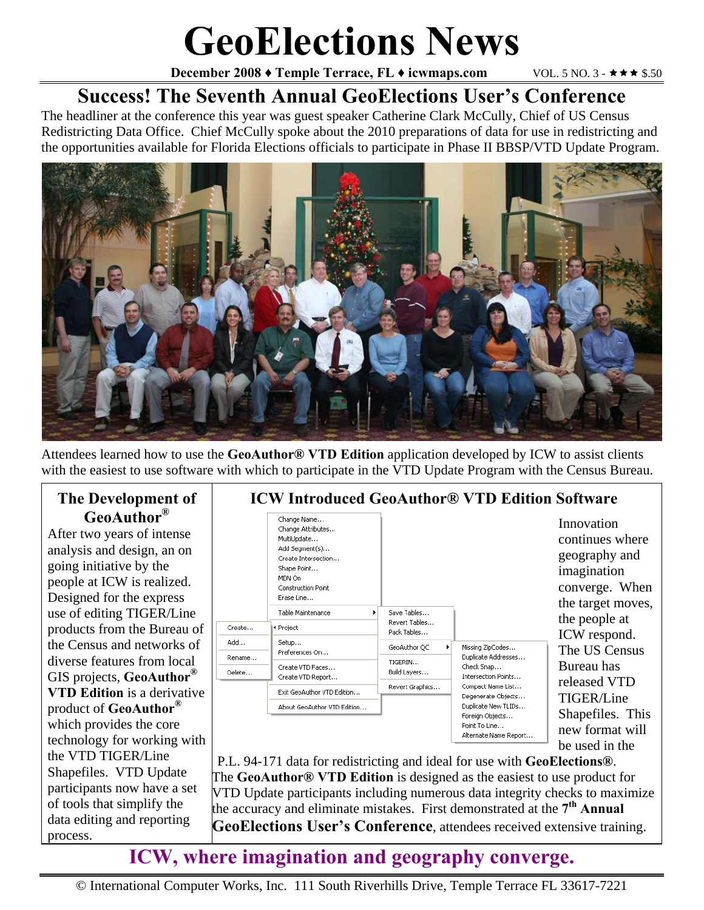# GeoElections News

**December 2008 ♦ Temple Terrace, FL ♦ icwmaps.com** VOL. 5 NO. 3 - ★★★ $.50

## Success! The Seventh Annual GeoElections User's Conference

The headliner at the conference this year was guest speaker Catherine Clark McCully, Chief of US Census Redistricting Data Office. Chief McCully spoke about the 2010 preparations of data for use in redistricting and the opportunities available for Florida Elections officials to participate in Phase II BBSP/VTD Update Program.

Attendees learned how to use the **GeoAuthor® VTD Edition** application developed by ICW to assist clients with the easiest to use software with which to participate in the VTD Update Program with the Census Bureau.

### The Development of GeoAuthor®

After two years of intense analysis and design, an on going initiative by the people at ICW is realized. Designed for the express use of editing TIGER/Line products from the Bureau of the Census and networks of diverse features from local GIS projects, **GeoAuthor® VTD Edition** is a derivative product of **GeoAuthor®** which provides the core technology for working with the VTD TIGER/Line Shapefiles. VTD Update participants now have a set of tools that simplify the data editing and reporting process.

### ICW Introduced GeoAuthor® VTD Edition Software

Innovation continues where geography and imagination converge. When the target moves, the people at ICW respond. The US Census Bureau has released VTD TIGER/Line Shapefiles. This new format will be used in the P.L. 94-171 data for redistricting and ideal for use with **GeoElections®**. The **GeoAuthor® VTD Edition** is designed as the easiest to use product for VTD Update participants including numerous data integrity checks to maximize the accuracy and eliminate mistakes. First demonstrated at the **7th Annual GeoElections User's Conference**, attendees received extensive training.

**ICW, where imagination and geography converge.**

© International Computer Works, Inc. 111 South Riverhills Drive, Temple Terrace FL 33617-7221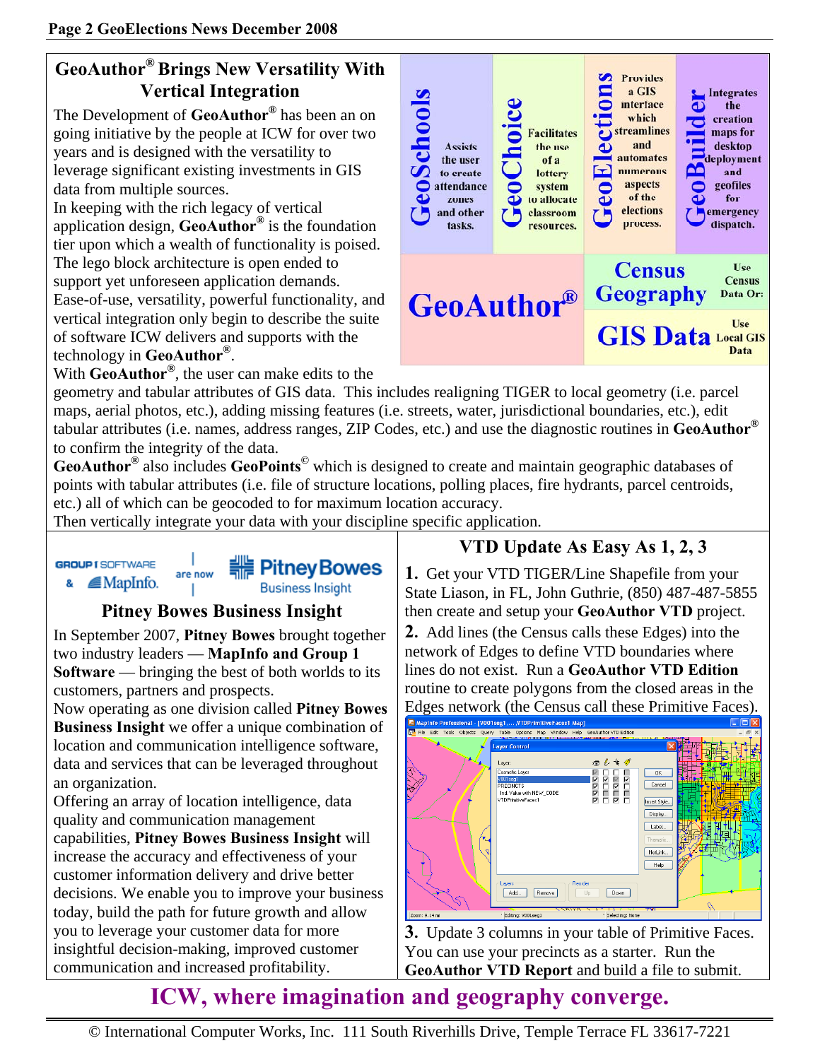## GeoAuthor® Brings New Versatility With Vertical Integration

The Development of **GeoAuthor®** has been an on going initiative by the people at ICW for over two years and is designed with the versatility to leverage significant existing investments in GIS data from multiple sources.

In keeping with the rich legacy of vertical application design, **GeoAuthor®** is the foundation tier upon which a wealth of functionality is poised. The lego block architecture is open ended to support yet unforeseen application demands. Ease-of-use, versatility, powerful functionality, and vertical integration only begin to describe the suite of software ICW delivers and supports with the technology in **GeoAuthor®**.

**GeoSchools** Assists the user to create attendance zones and other tasks.

**GeoChoice** Facilitates the use of a lottery system to allocate classroom resources.

**GeoElections** Provides a GIS interface which streamlines and automates numerous aspects of the elections process.

**GeoBuilder** Integrates the creation maps for desktop deployment and geofiles for emergency dispatch.

**GeoAuthor®**

**Census Geography** Use Census Data Or:

**GIS Data** Use Local GIS Data

With **GeoAuthor®**, the user can make edits to the geometry and tabular attributes of GIS data. This includes realigning TIGER to local geometry (i.e. parcel maps, aerial photos, etc.), adding missing features (i.e. streets, water, jurisdictional boundaries, etc.), edit tabular attributes (i.e. names, address ranges, ZIP Codes, etc.) and use the diagnostic routines in **GeoAuthor®** to confirm the integrity of the data.

**GeoAuthor®** also includes **GeoPoints©** which is designed to create and maintain geographic databases of points with tabular attributes (i.e. file of structure locations, polling places, fire hydrants, parcel centroids, etc.) all of which can be geocoded to for maximum location accuracy.

Then vertically integrate your data with your discipline specific application.

GROUP 1 SOFTWARE & MapInfo. | are now | Pitney Bowes Business Insight

## Pitney Bowes Business Insight

In September 2007, **Pitney Bowes** brought together two industry leaders — **MapInfo and Group 1 Software** — bringing the best of both worlds to its customers, partners and prospects.

Now operating as one division called **Pitney Bowes Business Insight** we offer a unique combination of location and communication intelligence software, data and services that can be leveraged throughout an organization.

Offering an array of location intelligence, data quality and communication management capabilities, **Pitney Bowes Business Insight** will increase the accuracy and effectiveness of your customer information delivery and drive better decisions. We enable you to improve your business today, build the path for future growth and allow you to leverage your customer data for more insightful decision-making, improved customer communication and increased profitability.

## VTD Update As Easy As 1, 2, 3

**1.** Get your VTD TIGER/Line Shapefile from your State Liason, in FL, John Guthrie, (850) 487-487-5855 then create and setup your **GeoAuthor VTD** project.

**2.** Add lines (the Census calls these Edges) into the network of Edges to define VTD boundaries where lines do not exist. Run a **GeoAuthor VTD Edition** routine to create polygons from the closed areas in the Edges network (the Census call these Primitive Faces).

**3.** Update 3 columns in your table of Primitive Faces. You can use your precincts as a starter. Run the **GeoAuthor VTD Report** and build a file to submit.

**ICW, where imagination and geography converge.**

© International Computer Works, Inc. 111 South Riverhills Drive, Temple Terrace FL 33617-7221